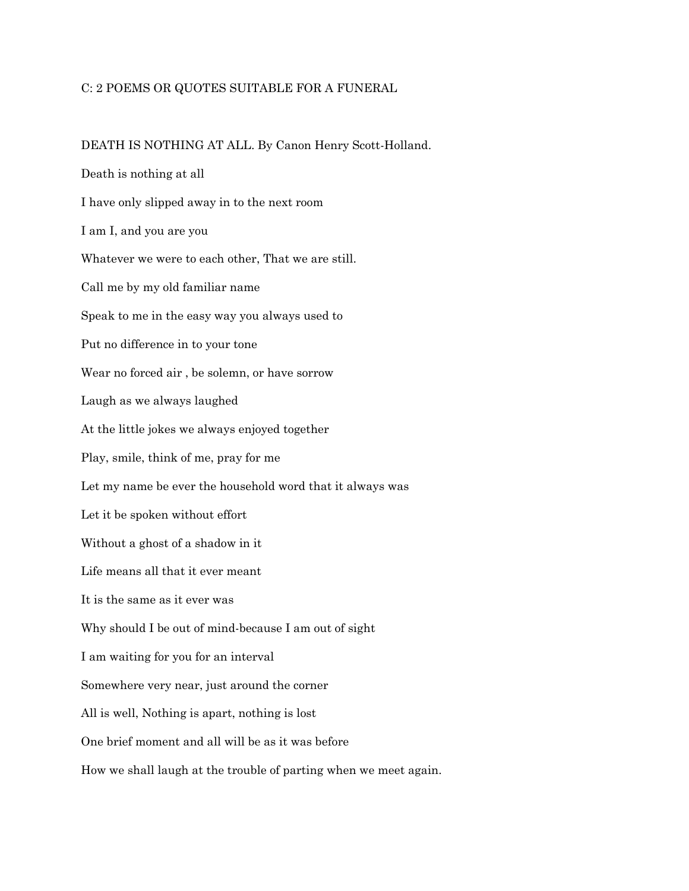C: 2 POEMS OR QUOTES SUITABLE FOR A FUNERAL

DEATH IS NOTHING AT ALL. By Canon Henry Scott-Holland.

Death is nothing at all

I have only slipped away in to the next room

I am I, and you are you

Whatever we were to each other, That we are still.

Call me by my old familiar name

Speak to me in the easy way you always used to

Put no difference in to your tone

Wear no forced air , be solemn, or have sorrow

Laugh as we always laughed

At the little jokes we always enjoyed together

Play, smile, think of me, pray for me

Let my name be ever the household word that it always was

Let it be spoken without effort

Without a ghost of a shadow in it

Life means all that it ever meant

It is the same as it ever was

Why should I be out of mind-because I am out of sight

I am waiting for you for an interval

Somewhere very near, just around the corner

All is well, Nothing is apart, nothing is lost

One brief moment and all will be as it was before

How we shall laugh at the trouble of parting when we meet again.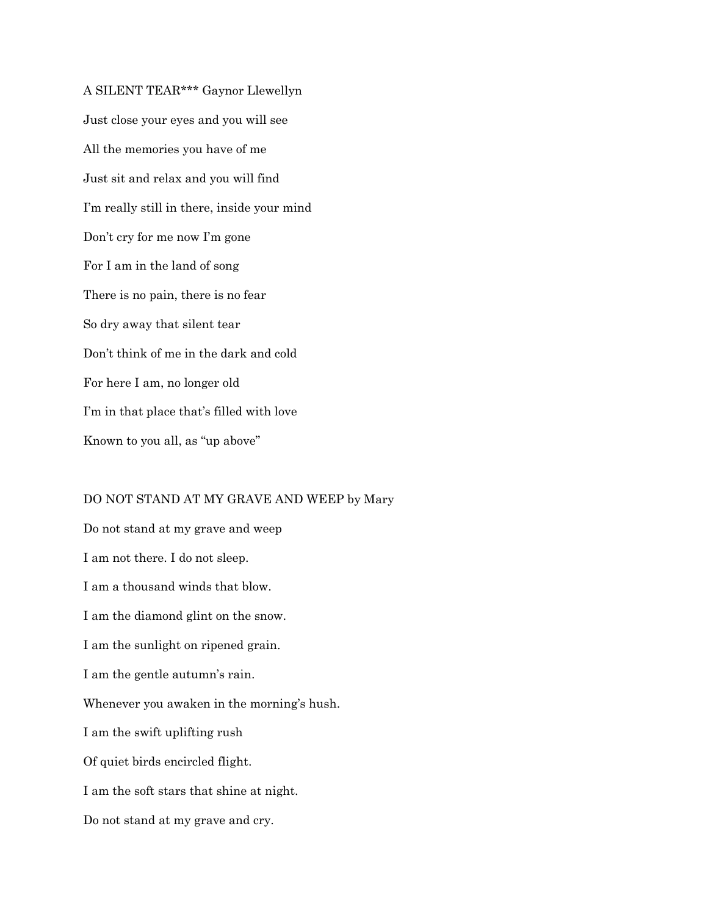A SILENT TEAR*** Gaynor Llewellyn

Just close your eyes and you will see

All the memories you have of me

Just sit and relax and you will find

I'm really still in there, inside your mind

Don't cry for me now I'm gone

For I am in the land of song

There is no pain, there is no fear

So dry away that silent tear

Don't think of me in the dark and cold

For here I am, no longer old

I'm in that place that's filled with love

Known to you all, as "up above"

DO NOT STAND AT MY GRAVE AND WEEP by Mary

Do not stand at my grave and weep

I am not there. I do not sleep.

I am a thousand winds that blow.

I am the diamond glint on the snow.

I am the sunlight on ripened grain.

I am the gentle autumn's rain.

Whenever you awaken in the morning's hush.

I am the swift uplifting rush

Of quiet birds encircled flight.

I am the soft stars that shine at night.

Do not stand at my grave and cry.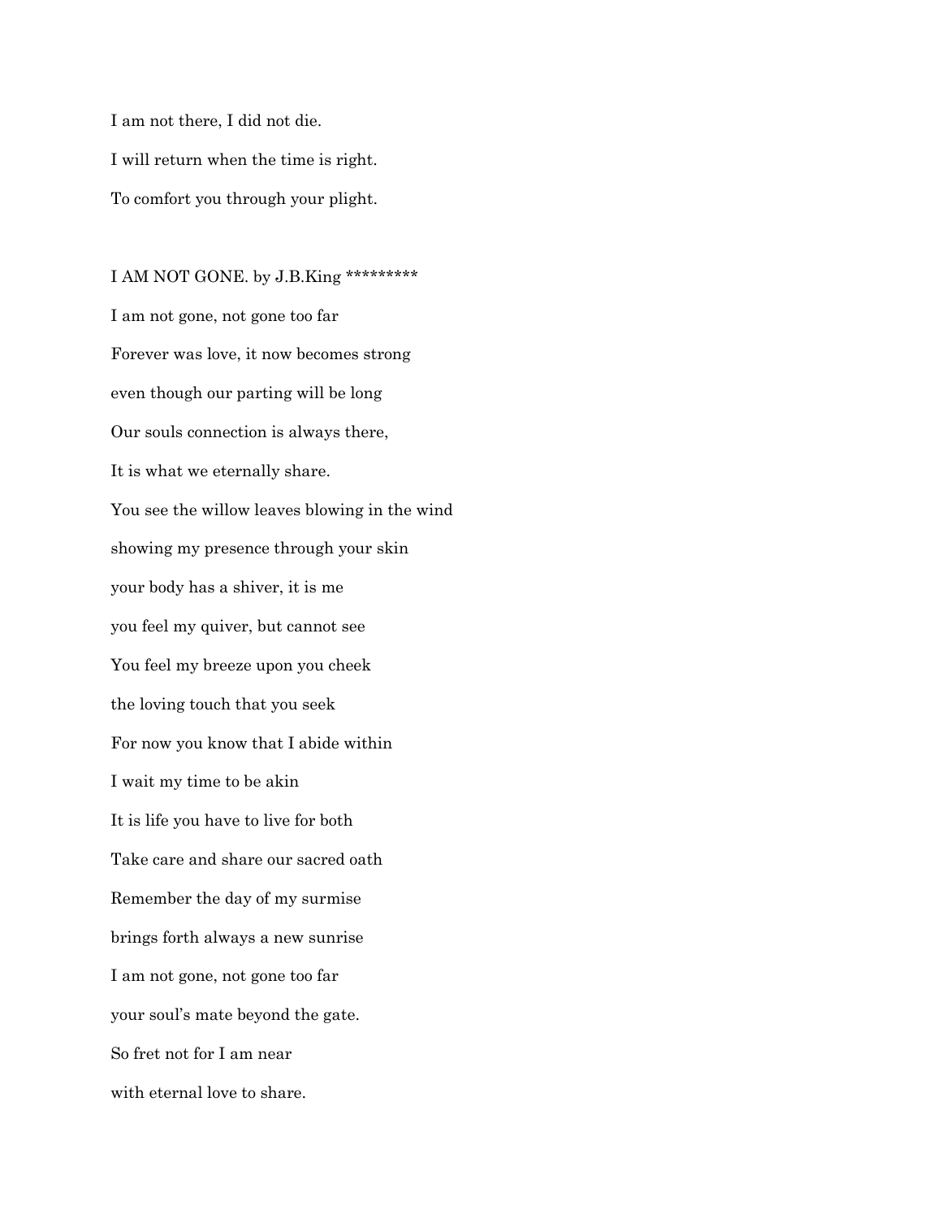I am not there, I did not die.

I will return when the time is right.

To comfort you through your plight.

I AM NOT GONE. by J.B.King *********

I am not gone, not gone too far

Forever was love, it now becomes strong

even though our parting will be long

Our souls connection is always there,

It is what we eternally share.

You see the willow leaves blowing in the wind

showing my presence through your skin

your body has a shiver, it is me

you feel my quiver, but cannot see

You feel my breeze upon you cheek

the loving touch that you seek

For now you know that I abide within

I wait my time to be akin

It is life you have to live for both

Take care and share our sacred oath

Remember the day of my surmise

brings forth always a new sunrise

I am not gone, not gone too far

your soul's mate beyond the gate.

So fret not for I am near

with eternal love to share.